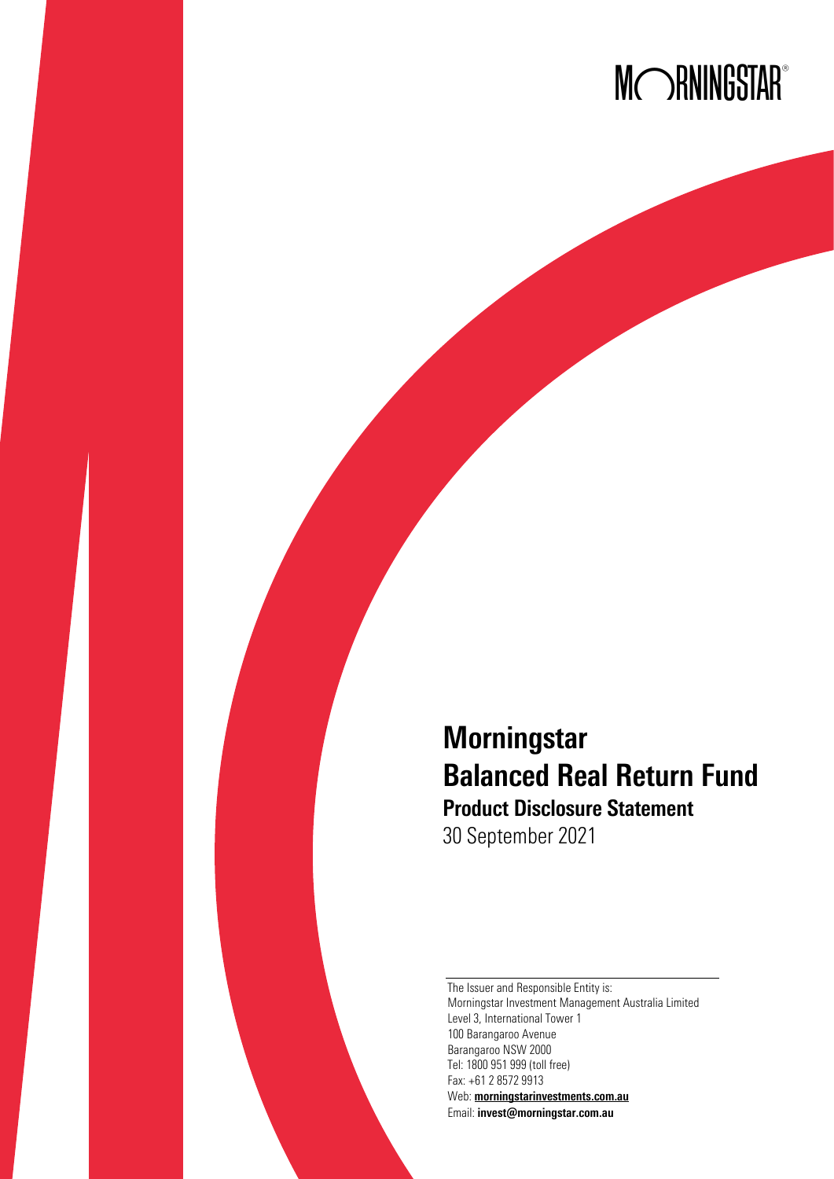# Morningstar Balanced Real Return Fund

## Product Disclosure Statement

30 September 2021

The Issuer and Responsible Entity is:
Morningstar Investment Management Australia Limited
Level 3, International Tower 1
100 Barangaroo Avenue
Barangaroo NSW 2000
Tel: 1800 951 999 (toll free)
Fax: +61 2 8572 9913
Web: **morningstarinvestments.com.au**
Email: **invest@morningstar.com.au**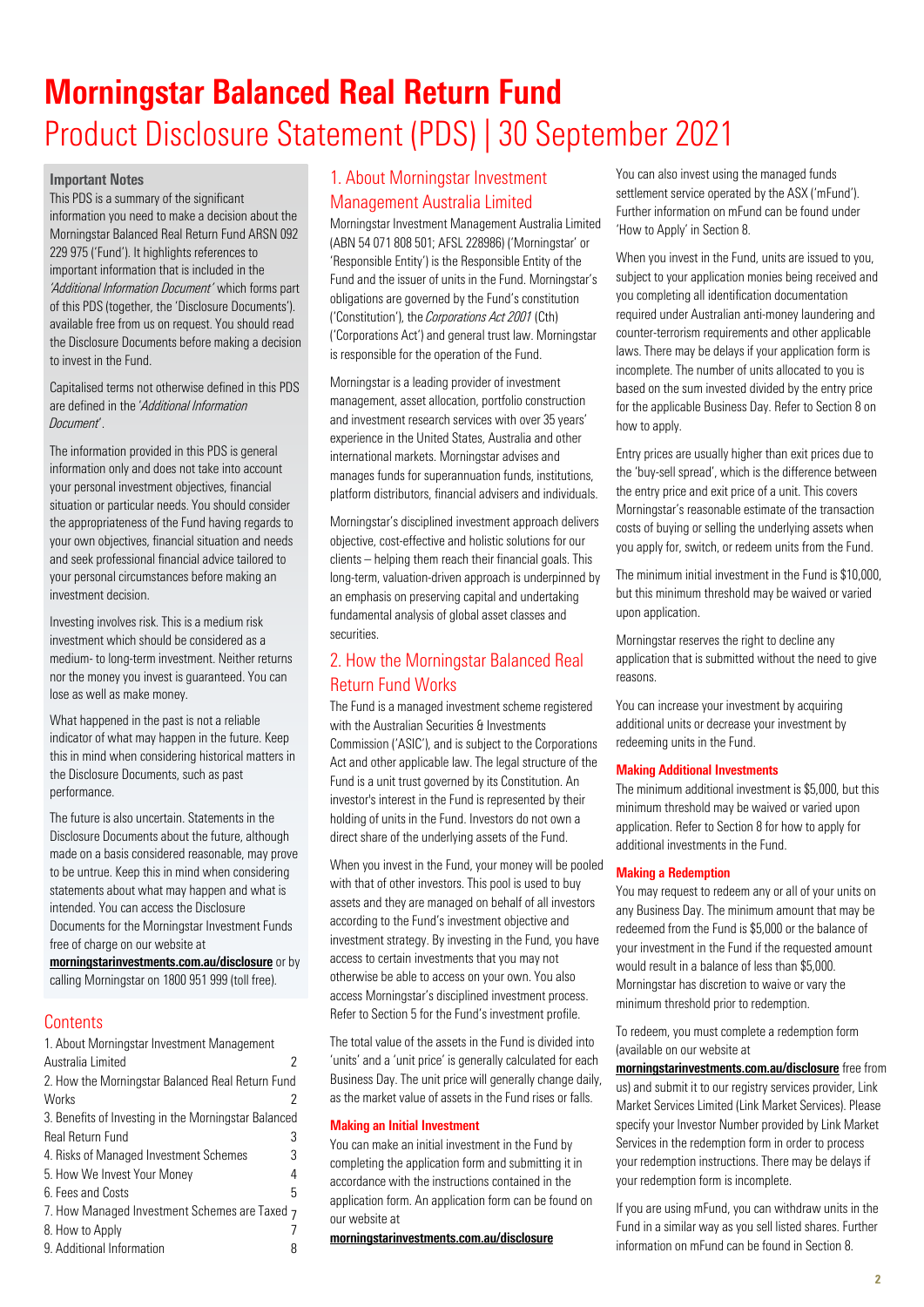# Morningstar Balanced Real Return Fund

Product Disclosure Statement (PDS) | 30 September 2021

**Important Notes**

This PDS is a summary of the significant information you need to make a decision about the Morningstar Balanced Real Return Fund ARSN 092 229 975 ('Fund'). It highlights references to important information that is included in the *'Additional Information Document'* which forms part of this PDS (together, the 'Disclosure Documents'). available free from us on request. You should read the Disclosure Documents before making a decision to invest in the Fund.

Capitalised terms not otherwise defined in this PDS are defined in the *'Additional Information Document'*.

The information provided in this PDS is general information only and does not take into account your personal investment objectives, financial situation or particular needs. You should consider the appropriateness of the Fund having regards to your own objectives, financial situation and needs and seek professional financial advice tailored to your personal circumstances before making an investment decision.

Investing involves risk. This is a medium risk investment which should be considered as a medium- to long-term investment. Neither returns nor the money you invest is guaranteed. You can lose as well as make money.

What happened in the past is not a reliable indicator of what may happen in the future. Keep this in mind when considering historical matters in the Disclosure Documents, such as past performance.

The future is also uncertain. Statements in the Disclosure Documents about the future, although made on a basis considered reasonable, may prove to be untrue. Keep this in mind when considering statements about what may happen and what is intended. You can access the Disclosure Documents for the Morningstar Investment Funds free of charge on our website at **morningstarinvestments.com.au/disclosure** or by calling Morningstar on 1800 951 999 (toll free).

## Contents

| | |
|---|---|
| 1. About Morningstar Investment Management Australia Limited | 2 |
| 2. How the Morningstar Balanced Real Return Fund Works | 2 |
| 3. Benefits of Investing in the Morningstar Balanced Real Return Fund | 3 |
| 4. Risks of Managed Investment Schemes | 3 |
| 5. How We Invest Your Money | 4 |
| 6. Fees and Costs | 5 |
| 7. How Managed Investment Schemes are Taxed | 7 |
| 8. How to Apply | 7 |
| 9. Additional Information | 8 |

## 1. About Morningstar Investment Management Australia Limited

Morningstar Investment Management Australia Limited (ABN 54 071 808 501; AFSL 228986) ('Morningstar' or 'Responsible Entity') is the Responsible Entity of the Fund and the issuer of units in the Fund. Morningstar's obligations are governed by the Fund's constitution ('Constitution'), the *Corporations Act 2001* (Cth) ('Corporations Act') and general trust law. Morningstar is responsible for the operation of the Fund.

Morningstar is a leading provider of investment management, asset allocation, portfolio construction and investment research services with over 35 years' experience in the United States, Australia and other international markets. Morningstar advises and manages funds for superannuation funds, institutions, platform distributors, financial advisers and individuals.

Morningstar's disciplined investment approach delivers objective, cost-effective and holistic solutions for our clients – helping them reach their financial goals. This long-term, valuation-driven approach is underpinned by an emphasis on preserving capital and undertaking fundamental analysis of global asset classes and securities.

## 2. How the Morningstar Balanced Real Return Fund Works

The Fund is a managed investment scheme registered with the Australian Securities & Investments Commission ('ASIC'), and is subject to the Corporations Act and other applicable law. The legal structure of the Fund is a unit trust governed by its Constitution. An investor's interest in the Fund is represented by their holding of units in the Fund. Investors do not own a direct share of the underlying assets of the Fund.

When you invest in the Fund, your money will be pooled with that of other investors. This pool is used to buy assets and they are managed on behalf of all investors according to the Fund's investment objective and investment strategy. By investing in the Fund, you have access to certain investments that you may not otherwise be able to access on your own. You also access Morningstar's disciplined investment process. Refer to Section 5 for the Fund's investment profile.

The total value of the assets in the Fund is divided into 'units' and a 'unit price' is generally calculated for each Business Day. The unit price will generally change daily, as the market value of assets in the Fund rises or falls.

### Making an Initial Investment

You can make an initial investment in the Fund by completing the application form and submitting it in accordance with the instructions contained in the application form. An application form can be found on our website at **morningstarinvestments.com.au/disclosure**

You can also invest using the managed funds settlement service operated by the ASX ('mFund'). Further information on mFund can be found under 'How to Apply' in Section 8.

When you invest in the Fund, units are issued to you, subject to your application monies being received and you completing all identification documentation required under Australian anti-money laundering and counter-terrorism requirements and other applicable laws. There may be delays if your application form is incomplete. The number of units allocated to you is based on the sum invested divided by the entry price for the applicable Business Day. Refer to Section 8 on how to apply.

Entry prices are usually higher than exit prices due to the 'buy-sell spread', which is the difference between the entry price and exit price of a unit. This covers Morningstar's reasonable estimate of the transaction costs of buying or selling the underlying assets when you apply for, switch, or redeem units from the Fund.

The minimum initial investment in the Fund is $10,000, but this minimum threshold may be waived or varied upon application.

Morningstar reserves the right to decline any application that is submitted without the need to give reasons.

You can increase your investment by acquiring additional units or decrease your investment by redeeming units in the Fund.

### Making Additional Investments

The minimum additional investment is $5,000, but this minimum threshold may be waived or varied upon application. Refer to Section 8 for how to apply for additional investments in the Fund.

### Making a Redemption

You may request to redeem any or all of your units on any Business Day. The minimum amount that may be redeemed from the Fund is $5,000 or the balance of your investment in the Fund if the requested amount would result in a balance of less than $5,000. Morningstar has discretion to waive or vary the minimum threshold prior to redemption.

To redeem, you must complete a redemption form (available on our website at **morningstarinvestments.com.au/disclosure** free from us) and submit it to our registry services provider, Link Market Services Limited (Link Market Services). Please specify your Investor Number provided by Link Market Services in the redemption form in order to process your redemption instructions. There may be delays if your redemption form is incomplete.

If you are using mFund, you can withdraw units in the Fund in a similar way as you sell listed shares. Further information on mFund can be found in Section 8.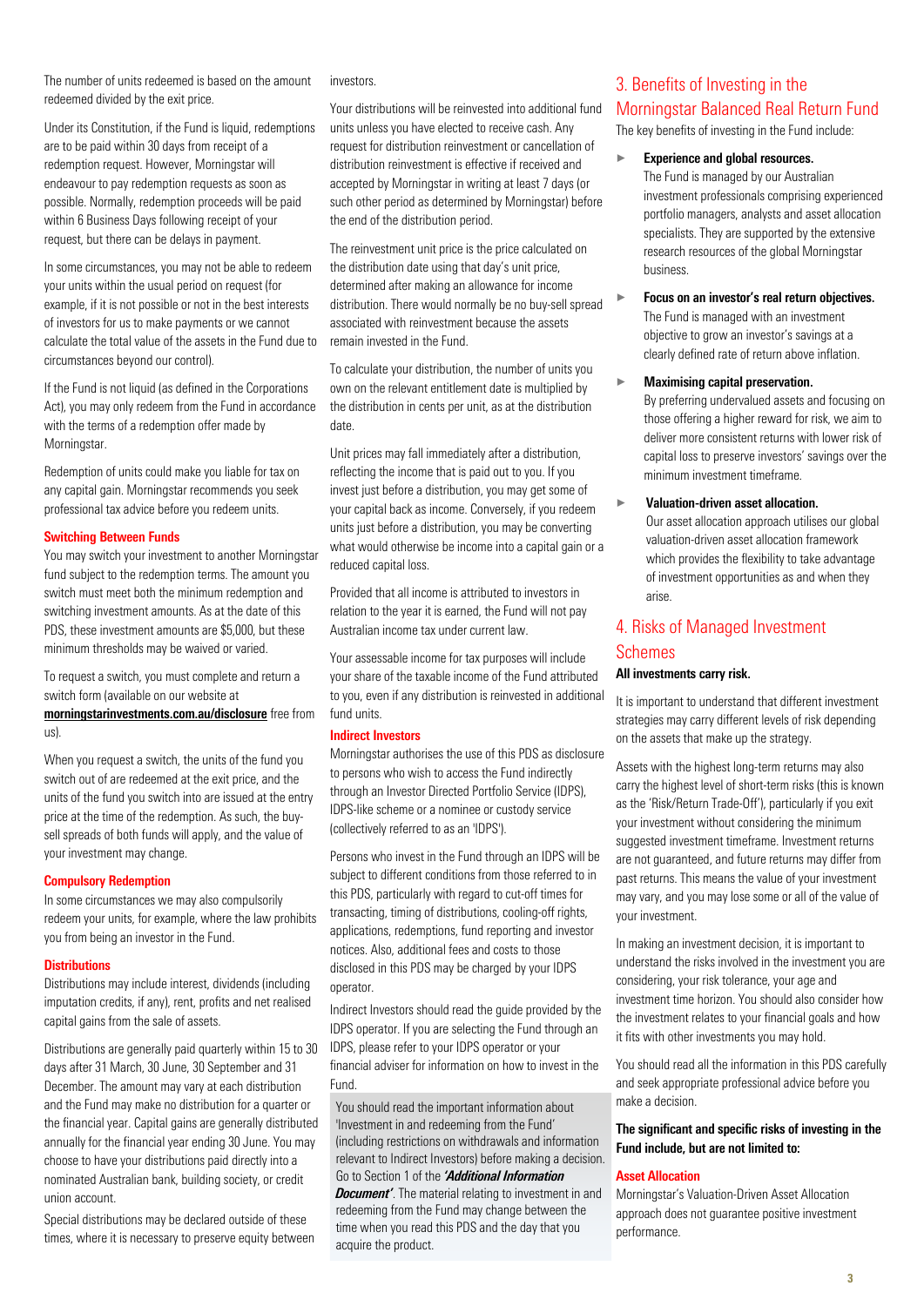The number of units redeemed is based on the amount redeemed divided by the exit price.

Under its Constitution, if the Fund is liquid, redemptions are to be paid within 30 days from receipt of a redemption request. However, Morningstar will endeavour to pay redemption requests as soon as possible. Normally, redemption proceeds will be paid within 6 Business Days following receipt of your request, but there can be delays in payment.

In some circumstances, you may not be able to redeem your units within the usual period on request (for example, if it is not possible or not in the best interests of investors for us to make payments or we cannot calculate the total value of the assets in the Fund due to circumstances beyond our control).

If the Fund is not liquid (as defined in the Corporations Act), you may only redeem from the Fund in accordance with the terms of a redemption offer made by Morningstar.

Redemption of units could make you liable for tax on any capital gain. Morningstar recommends you seek professional tax advice before you redeem units.

### Switching Between Funds

You may switch your investment to another Morningstar fund subject to the redemption terms. The amount you switch must meet both the minimum redemption and switching investment amounts. As at the date of this PDS, these investment amounts are $5,000, but these minimum thresholds may be waived or varied.

To request a switch, you must complete and return a switch form (available on our website at **morningstarinvestments.com.au/disclosure** free from us).

When you request a switch, the units of the fund you switch out of are redeemed at the exit price, and the units of the fund you switch into are issued at the entry price at the time of the redemption. As such, the buy-sell spreads of both funds will apply, and the value of your investment may change.

### Compulsory Redemption

In some circumstances we may also compulsorily redeem your units, for example, where the law prohibits you from being an investor in the Fund.

### Distributions

Distributions may include interest, dividends (including imputation credits, if any), rent, profits and net realised capital gains from the sale of assets.

Distributions are generally paid quarterly within 15 to 30 days after 31 March, 30 June, 30 September and 31 December. The amount may vary at each distribution and the Fund may make no distribution for a quarter or the financial year. Capital gains are generally distributed annually for the financial year ending 30 June. You may choose to have your distributions paid directly into a nominated Australian bank, building society, or credit union account.

Special distributions may be declared outside of these times, where it is necessary to preserve equity between investors.

Your distributions will be reinvested into additional fund units unless you have elected to receive cash. Any request for distribution reinvestment or cancellation of distribution reinvestment is effective if received and accepted by Morningstar in writing at least 7 days (or such other period as determined by Morningstar) before the end of the distribution period.

The reinvestment unit price is the price calculated on the distribution date using that day's unit price, determined after making an allowance for income distribution. There would normally be no buy-sell spread associated with reinvestment because the assets remain invested in the Fund.

To calculate your distribution, the number of units you own on the relevant entitlement date is multiplied by the distribution in cents per unit, as at the distribution date.

Unit prices may fall immediately after a distribution, reflecting the income that is paid out to you. If you invest just before a distribution, you may get some of your capital back as income. Conversely, if you redeem units just before a distribution, you may be converting what would otherwise be income into a capital gain or a reduced capital loss.

Provided that all income is attributed to investors in relation to the year it is earned, the Fund will not pay Australian income tax under current law.

Your assessable income for tax purposes will include your share of the taxable income of the Fund attributed to you, even if any distribution is reinvested in additional fund units.

### Indirect Investors

Morningstar authorises the use of this PDS as disclosure to persons who wish to access the Fund indirectly through an Investor Directed Portfolio Service (IDPS), IDPS-like scheme or a nominee or custody service (collectively referred to as an 'IDPS').

Persons who invest in the Fund through an IDPS will be subject to different conditions from those referred to in this PDS, particularly with regard to cut-off times for transacting, timing of distributions, cooling-off rights, applications, redemptions, fund reporting and investor notices. Also, additional fees and costs to those disclosed in this PDS may be charged by your IDPS operator.

Indirect Investors should read the guide provided by the IDPS operator. If you are selecting the Fund through an IDPS, please refer to your IDPS operator or your financial adviser for information on how to invest in the Fund.

> You should read the important information about 'Investment in and redeeming from the Fund' (including restrictions on withdrawals and information relevant to Indirect Investors) before making a decision. Go to Section 1 of the ***'Additional Information Document'***. The material relating to investment in and redeeming from the Fund may change between the time when you read this PDS and the day that you acquire the product.

## 3. Benefits of Investing in the Morningstar Balanced Real Return Fund

The key benefits of investing in the Fund include:

- **Experience and global resources.**
  The Fund is managed by our Australian investment professionals comprising experienced portfolio managers, analysts and asset allocation specialists. They are supported by the extensive research resources of the global Morningstar business.
- **Focus on an investor's real return objectives.**
  The Fund is managed with an investment objective to grow an investor's savings at a clearly defined rate of return above inflation.
- **Maximising capital preservation.**
  By preferring undervalued assets and focusing on those offering a higher reward for risk, we aim to deliver more consistent returns with lower risk of capital loss to preserve investors' savings over the minimum investment timeframe.
- **Valuation-driven asset allocation.**
  Our asset allocation approach utilises our global valuation-driven asset allocation framework which provides the flexibility to take advantage of investment opportunities as and when they arise.

## 4. Risks of Managed Investment Schemes

**All investments carry risk.**

It is important to understand that different investment strategies may carry different levels of risk depending on the assets that make up the strategy.

Assets with the highest long-term returns may also carry the highest level of short-term risks (this is known as the 'Risk/Return Trade-Off'), particularly if you exit your investment without considering the minimum suggested investment timeframe. Investment returns are not guaranteed, and future returns may differ from past returns. This means the value of your investment may vary, and you may lose some or all of the value of your investment.

In making an investment decision, it is important to understand the risks involved in the investment you are considering, your risk tolerance, your age and investment time horizon. You should also consider how the investment relates to your financial goals and how it fits with other investments you may hold.

You should read all the information in this PDS carefully and seek appropriate professional advice before you make a decision.

**The significant and specific risks of investing in the Fund include, but are not limited to:**

### Asset Allocation

Morningstar's Valuation-Driven Asset Allocation approach does not guarantee positive investment performance.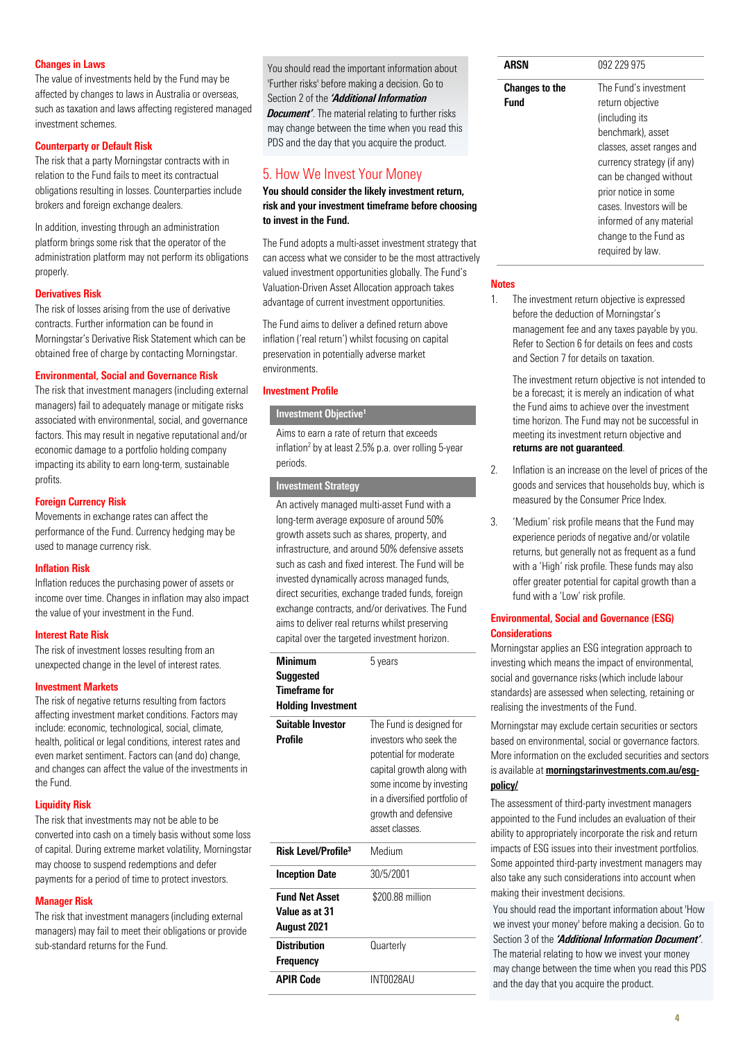### Changes in Laws

The value of investments held by the Fund may be affected by changes to laws in Australia or overseas, such as taxation and laws affecting registered managed investment schemes.

### Counterparty or Default Risk

The risk that a party Morningstar contracts with in relation to the Fund fails to meet its contractual obligations resulting in losses. Counterparties include brokers and foreign exchange dealers.

In addition, investing through an administration platform brings some risk that the operator of the administration platform may not perform its obligations properly.

### Derivatives Risk

The risk of losses arising from the use of derivative contracts. Further information can be found in Morningstar's Derivative Risk Statement which can be obtained free of charge by contacting Morningstar.

### Environmental, Social and Governance Risk

The risk that investment managers (including external managers) fail to adequately manage or mitigate risks associated with environmental, social, and governance factors. This may result in negative reputational and/or economic damage to a portfolio holding company impacting its ability to earn long-term, sustainable profits.

### Foreign Currency Risk

Movements in exchange rates can affect the performance of the Fund. Currency hedging may be used to manage currency risk.

### Inflation Risk

Inflation reduces the purchasing power of assets or income over time. Changes in inflation may also impact the value of your investment in the Fund.

### Interest Rate Risk

The risk of investment losses resulting from an unexpected change in the level of interest rates.

### Investment Markets

The risk of negative returns resulting from factors affecting investment market conditions. Factors may include: economic, technological, social, climate, health, political or legal conditions, interest rates and even market sentiment. Factors can (and do) change, and changes can affect the value of the investments in the Fund.

### Liquidity Risk

The risk that investments may not be able to be converted into cash on a timely basis without some loss of capital. During extreme market volatility, Morningstar may choose to suspend redemptions and defer payments for a period of time to protect investors.

### Manager Risk

The risk that investment managers (including external managers) may fail to meet their obligations or provide sub-standard returns for the Fund.

You should read the important information about 'Further risks' before making a decision. Go to Section 2 of the ***'Additional Information Document'***. The material relating to further risks may change between the time when you read this PDS and the day that you acquire the product.

## 5. How We Invest Your Money

**You should consider the likely investment return, risk and your investment timeframe before choosing to invest in the Fund.**

The Fund adopts a multi-asset investment strategy that can access what we consider to be the most attractively valued investment opportunities globally. The Fund's Valuation-Driven Asset Allocation approach takes advantage of current investment opportunities.

The Fund aims to deliver a defined return above inflation ('real return') whilst focusing on capital preservation in potentially adverse market environments.

### Investment Profile

| Investment Objective[1] | |
|---|---|
| Aims to earn a rate of return that exceeds inflation[2] by at least 2.5% p.a. over rolling 5-year periods. | |
| **Investment Strategy** | |
| An actively managed multi-asset Fund with a long-term average exposure of around 50% growth assets such as shares, property, and infrastructure, and around 50% defensive assets such as cash and fixed interest. The Fund will be invested dynamically across managed funds, direct securities, exchange traded funds, foreign exchange contracts, and/or derivatives. The Fund aims to deliver real returns whilst preserving capital over the targeted investment horizon. | |
| **Minimum Suggested Timeframe for Holding Investment** | 5 years |
| **Suitable Investor Profile** | The Fund is designed for investors who seek the potential for moderate capital growth along with some income by investing in a diversified portfolio of growth and defensive asset classes. |
| **Risk Level/Profile[3]** | Medium |
| **Inception Date** | 30/5/2001 |
| **Fund Net Asset Value as at 31 August 2021** | $200.88 million |
| **Distribution Frequency** | Quarterly |
| **APIR Code** | INT0028AU |
| **ARSN** | 092 229 975 |
| **Changes to the Fund** | The Fund's investment return objective (including its benchmark), asset classes, asset ranges and currency strategy (if any) can be changed without prior notice in some cases. Investors will be informed of any material change to the Fund as required by law. |

### Notes

1. The investment return objective is expressed before the deduction of Morningstar's management fee and any taxes payable by you. Refer to Section 6 for details on fees and costs and Section 7 for details on taxation.

   The investment return objective is not intended to be a forecast; it is merely an indication of what the Fund aims to achieve over the investment time horizon. The Fund may not be successful in meeting its investment return objective and **returns are not guaranteed**.

2. Inflation is an increase on the level of prices of the goods and services that households buy, which is measured by the Consumer Price Index.

3. 'Medium' risk profile means that the Fund may experience periods of negative and/or volatile returns, but generally not as frequent as a fund with a 'High' risk profile. These funds may also offer greater potential for capital growth than a fund with a 'Low' risk profile.

### Environmental, Social and Governance (ESG) Considerations

Morningstar applies an ESG integration approach to investing which means the impact of environmental, social and governance risks (which include labour standards) are assessed when selecting, retaining or realising the investments of the Fund.

Morningstar may exclude certain securities or sectors based on environmental, social or governance factors. More information on the excluded securities and sectors is available at **morningstarinvestments.com.au/esg-policy/**

The assessment of third-party investment managers appointed to the Fund includes an evaluation of their ability to appropriately incorporate the risk and return impacts of ESG issues into their investment portfolios. Some appointed third-party investment managers may also take any such considerations into account when making their investment decisions.

You should read the important information about 'How we invest your money' before making a decision. Go to Section 3 of the ***'Additional Information Document'***. The material relating to how we invest your money may change between the time when you read this PDS and the day that you acquire the product.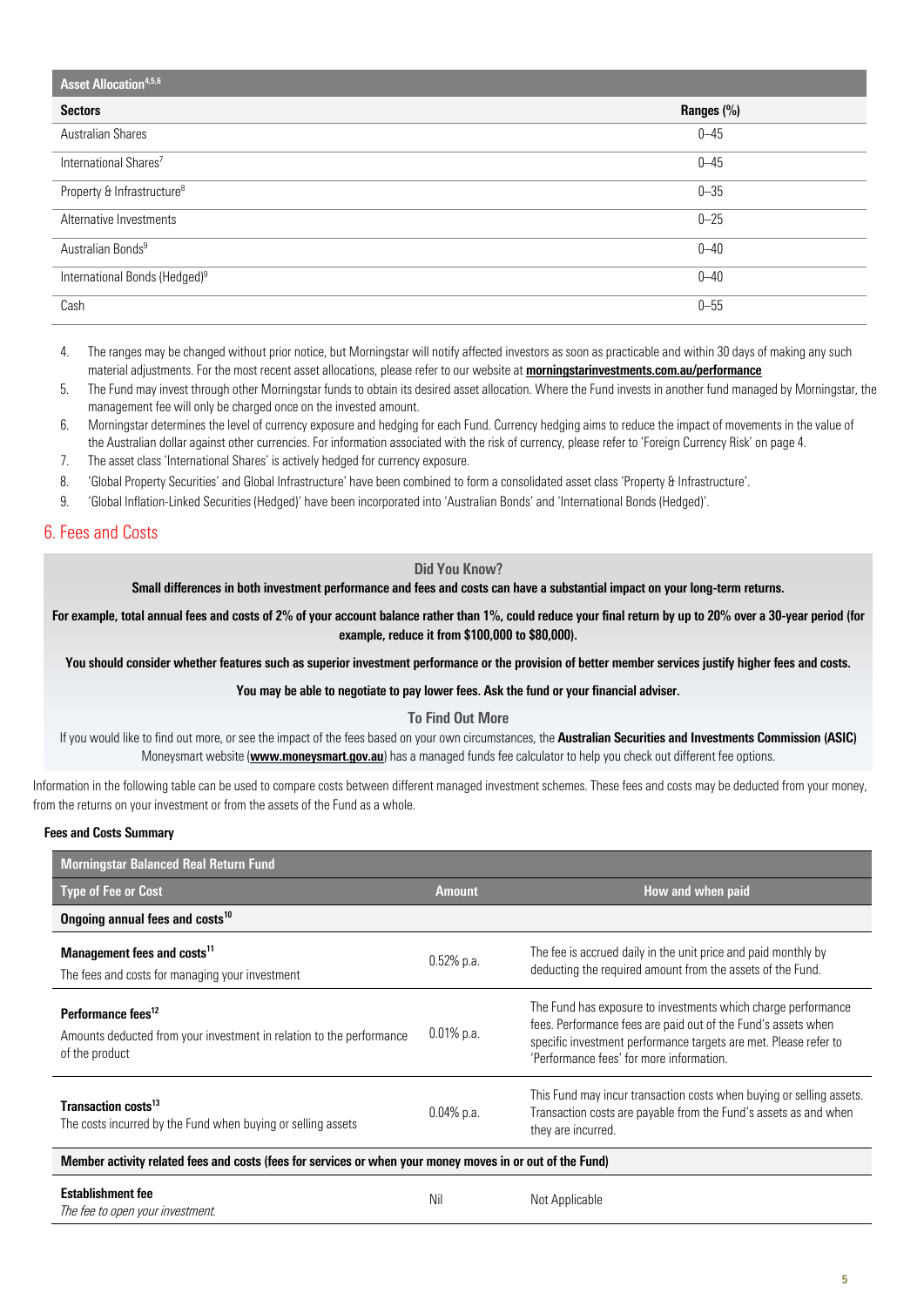| Asset Allocation[4,5,6] | |
|---|---|
| **Sectors** | **Ranges (%)** |
| Australian Shares | 0–45 |
| International Shares[7] | 0–45 |
| Property & Infrastructure[8] | 0–35 |
| Alternative Investments | 0–25 |
| Australian Bonds[9] | 0–40 |
| International Bonds (Hedged)[9] | 0–40 |
| Cash | 0–55 |

4. The ranges may be changed without prior notice, but Morningstar will notify affected investors as soon as practicable and within 30 days of making any such material adjustments. For the most recent asset allocations, please refer to our website at **morningstarinvestments.com.au/performance**
5. The Fund may invest through other Morningstar funds to obtain its desired asset allocation. Where the Fund invests in another fund managed by Morningstar, the management fee will only be charged once on the invested amount.
6. Morningstar determines the level of currency exposure and hedging for each Fund. Currency hedging aims to reduce the impact of movements in the value of the Australian dollar against other currencies. For information associated with the risk of currency, please refer to 'Foreign Currency Risk' on page 4.
7. The asset class 'International Shares' is actively hedged for currency exposure.
8. 'Global Property Securities' and Global Infrastructure' have been combined to form a consolidated asset class 'Property & Infrastructure'.
9. 'Global Inflation-Linked Securities (Hedged)' have been incorporated into 'Australian Bonds' and 'International Bonds (Hedged)'.

## 6. Fees and Costs

**Did You Know?**

**Small differences in both investment performance and fees and costs can have a substantial impact on your long-term returns.**

**For example, total annual fees and costs of 2% of your account balance rather than 1%, could reduce your final return by up to 20% over a 30-year period (for example, reduce it from $100,000 to $80,000).**

**You should consider whether features such as superior investment performance or the provision of better member services justify higher fees and costs.**

**You may be able to negotiate to pay lower fees. Ask the fund or your financial adviser.**

**To Find Out More**

If you would like to find out more, or see the impact of the fees based on your own circumstances, the **Australian Securities and Investments Commission (ASIC)** Moneysmart website (**www.moneysmart.gov.au**) has a managed funds fee calculator to help you check out different fee options.

Information in the following table can be used to compare costs between different managed investment schemes. These fees and costs may be deducted from your money, from the returns on your investment or from the assets of the Fund as a whole.

**Fees and Costs Summary**

| Morningstar Balanced Real Return Fund | | |
|---|---|---|
| **Type of Fee or Cost** | **Amount** | **How and when paid** |
| **Ongoing annual fees and costs[10]** | | |
| **Management fees and costs[11]** The fees and costs for managing your investment | 0.52% p.a. | The fee is accrued daily in the unit price and paid monthly by deducting the required amount from the assets of the Fund. |
| **Performance fees[12]** Amounts deducted from your investment in relation to the performance of the product | 0.01% p.a. | The Fund has exposure to investments which charge performance fees. Performance fees are paid out of the Fund's assets when specific investment performance targets are met. Please refer to 'Performance fees' for more information. |
| **Transaction costs[13]** The costs incurred by the Fund when buying or selling assets | 0.04% p.a. | This Fund may incur transaction costs when buying or selling assets. Transaction costs are payable from the Fund's assets as and when they are incurred. |
| **Member activity related fees and costs (fees for services or when your money moves in or out of the Fund)** | | |
| **Establishment fee** *The fee to open your investment.* | Nil | Not Applicable |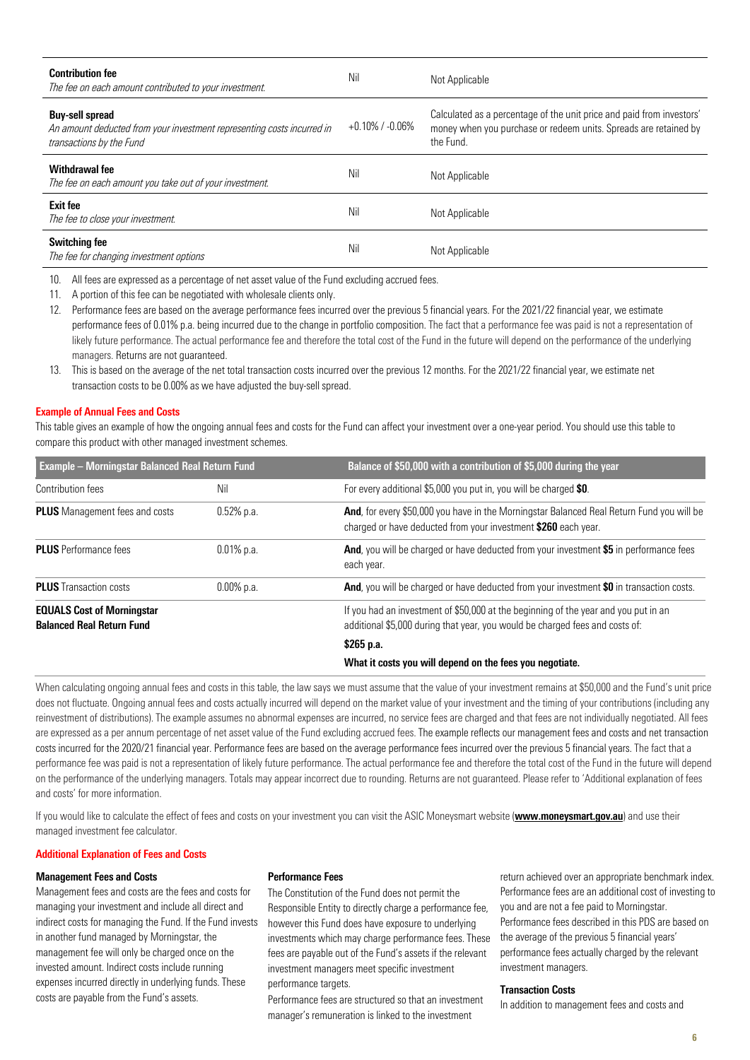| | | |
|---|---|---|
| **Contribution fee**<br>*The fee on each amount contributed to your investment.* | Nil | Not Applicable |
| **Buy-sell spread**<br>*An amount deducted from your investment representing costs incurred in transactions by the Fund* | +0.10% / -0.06% | Calculated as a percentage of the unit price and paid from investors' money when you purchase or redeem units. Spreads are retained by the Fund. |
| **Withdrawal fee**<br>*The fee on each amount you take out of your investment.* | Nil | Not Applicable |
| **Exit fee**<br>*The fee to close your investment.* | Nil | Not Applicable |
| **Switching fee**<br>*The fee for changing investment options* | Nil | Not Applicable |

10. All fees are expressed as a percentage of net asset value of the Fund excluding accrued fees.
11. A portion of this fee can be negotiated with wholesale clients only.
12. Performance fees are based on the average performance fees incurred over the previous 5 financial years. For the 2021/22 financial year, we estimate performance fees of 0.01% p.a. being incurred due to the change in portfolio composition. The fact that a performance fee was paid is not a representation of likely future performance. The actual performance fee and therefore the total cost of the Fund in the future will depend on the performance of the underlying managers. Returns are not guaranteed.
13. This is based on the average of the net total transaction costs incurred over the previous 12 months. For the 2021/22 financial year, we estimate net transaction costs to be 0.00% as we have adjusted the buy-sell spread.

**Example of Annual Fees and Costs**

This table gives an example of how the ongoing annual fees and costs for the Fund can affect your investment over a one-year period. You should use this table to compare this product with other managed investment schemes.

| Example – Morningstar Balanced Real Return Fund | | Balance of $50,000 with a contribution of $5,000 during the year |
|---|---|---|
| Contribution fees | Nil | For every additional $5,000 you put in, you will be charged **$0**. |
| **PLUS** Management fees and costs | 0.52% p.a. | **And**, for every $50,000 you have in the Morningstar Balanced Real Return Fund you will be charged or have deducted from your investment **$260** each year. |
| **PLUS** Performance fees | 0.01% p.a. | **And**, you will be charged or have deducted from your investment **$5** in performance fees each year. |
| **PLUS** Transaction costs | 0.00% p.a. | **And**, you will be charged or have deducted from your investment **$0** in transaction costs. |
| **EQUALS Cost of Morningstar Balanced Real Return Fund** | | If you had an investment of $50,000 at the beginning of the year and you put in an additional $5,000 during that year, you would be charged fees and costs of:<br>**$265 p.a.**<br>**What it costs you will depend on the fees you negotiate.** |

When calculating ongoing annual fees and costs in this table, the law says we must assume that the value of your investment remains at $50,000 and the Fund's unit price does not fluctuate. Ongoing annual fees and costs actually incurred will depend on the market value of your investment and the timing of your contributions (including any reinvestment of distributions). The example assumes no abnormal expenses are incurred, no service fees are charged and that fees are not individually negotiated. All fees are expressed as a per annum percentage of net asset value of the Fund excluding accrued fees. The example reflects our management fees and costs and net transaction costs incurred for the 2020/21 financial year. Performance fees are based on the average performance fees incurred over the previous 5 financial years. The fact that a performance fee was paid is not a representation of likely future performance. The actual performance fee and therefore the total cost of the Fund in the future will depend on the performance of the underlying managers. Totals may appear incorrect due to rounding. Returns are not guaranteed. Please refer to 'Additional explanation of fees and costs' for more information.

If you would like to calculate the effect of fees and costs on your investment you can visit the ASIC Moneysmart website (**www.moneysmart.gov.au**) and use their managed investment fee calculator.

**Additional Explanation of Fees and Costs**

**Management Fees and Costs**

Management fees and costs are the fees and costs for managing your investment and include all direct and indirect costs for managing the Fund. If the Fund invests in another fund managed by Morningstar, the management fee will only be charged once on the invested amount. Indirect costs include running expenses incurred directly in underlying funds. These costs are payable from the Fund's assets.

**Performance Fees**

The Constitution of the Fund does not permit the Responsible Entity to directly charge a performance fee, however this Fund does have exposure to underlying investments which may charge performance fees. These fees are payable out of the Fund's assets if the relevant investment managers meet specific investment performance targets.

Performance fees are structured so that an investment manager's remuneration is linked to the investment return achieved over an appropriate benchmark index. Performance fees are an additional cost of investing to you and are not a fee paid to Morningstar. Performance fees described in this PDS are based on the average of the previous 5 financial years' performance fees actually charged by the relevant investment managers.

**Transaction Costs**

In addition to management fees and costs and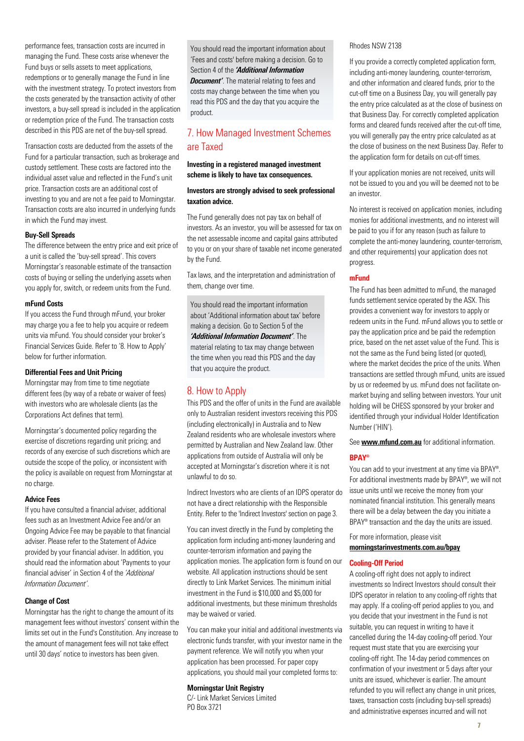performance fees, transaction costs are incurred in managing the Fund. These costs arise whenever the Fund buys or sells assets to meet applications, redemptions or to generally manage the Fund in line with the investment strategy. To protect investors from the costs generated by the transaction activity of other investors, a buy-sell spread is included in the application or redemption price of the Fund. The transaction costs described in this PDS are net of the buy-sell spread.

Transaction costs are deducted from the assets of the Fund for a particular transaction, such as brokerage and custody settlement. These costs are factored into the individual asset value and reflected in the Fund's unit price. Transaction costs are an additional cost of investing to you and are not a fee paid to Morningstar. Transaction costs are also incurred in underlying funds in which the Fund may invest.

#### Buy-Sell Spreads

The difference between the entry price and exit price of a unit is called the 'buy-sell spread'. This covers Morningstar's reasonable estimate of the transaction costs of buying or selling the underlying assets when you apply for, switch, or redeem units from the Fund.

#### mFund Costs

If you access the Fund through mFund, your broker may charge you a fee to help you acquire or redeem units via mFund. You should consider your broker's Financial Services Guide. Refer to '8. How to Apply' below for further information.

#### Differential Fees and Unit Pricing

Morningstar may from time to time negotiate different fees (by way of a rebate or waiver of fees) with investors who are wholesale clients (as the Corporations Act defines that term).

Morningstar's documented policy regarding the exercise of discretions regarding unit pricing; and records of any exercise of such discretions which are outside the scope of the policy, or inconsistent with the policy is available on request from Morningstar at no charge.

#### Advice Fees

If you have consulted a financial adviser, additional fees such as an Investment Advice Fee and/or an Ongoing Advice Fee may be payable to that financial adviser. Please refer to the Statement of Advice provided by your financial adviser. In addition, you should read the information about 'Payments to your financial adviser' in Section 4 of the *'Additional Information Document'*.

#### Change of Cost

Morningstar has the right to change the amount of its management fees without investors' consent within the limits set out in the Fund's Constitution. Any increase to the amount of management fees will not take effect until 30 days' notice to investors has been given.

You should read the important information about 'Fees and costs' before making a decision. Go to Section 4 of the ***'Additional Information Document'***. The material relating to fees and costs may change between the time when you read this PDS and the day that you acquire the product.

## 7. How Managed Investment Schemes are Taxed

**Investing in a registered managed investment scheme is likely to have tax consequences.**

**Investors are strongly advised to seek professional taxation advice.**

The Fund generally does not pay tax on behalf of investors. As an investor, you will be assessed for tax on the net assessable income and capital gains attributed to you or on your share of taxable net income generated by the Fund.

Tax laws, and the interpretation and administration of them, change over time.

You should read the important information about 'Additional information about tax' before making a decision. Go to Section 5 of the ***'Additional Information Document'***. The material relating to tax may change between the time when you read this PDS and the day that you acquire the product.

## 8. How to Apply

This PDS and the offer of units in the Fund are available only to Australian resident investors receiving this PDS (including electronically) in Australia and to New Zealand residents who are wholesale investors where permitted by Australian and New Zealand law. Other applications from outside of Australia will only be accepted at Morningstar's discretion where it is not unlawful to do so.

Indirect Investors who are clients of an IDPS operator do not have a direct relationship with the Responsible Entity. Refer to the 'Indirect Investors' section on page 3.

You can invest directly in the Fund by completing the application form including anti-money laundering and counter-terrorism information and paying the application monies. The application form is found on our website. All application instructions should be sent directly to Link Market Services. The minimum initial investment in the Fund is $10,000 and $5,000 for additional investments, but these minimum thresholds may be waived or varied.

You can make your initial and additional investments via electronic funds transfer, with your investor name in the payment reference. We will notify you when your application has been processed. For paper copy applications, you should mail your completed forms to:

**Morningstar Unit Registry**
C/- Link Market Services Limited
PO Box 3721
Rhodes NSW 2138

If you provide a correctly completed application form, including anti-money laundering, counter-terrorism, and other information and cleared funds, prior to the cut-off time on a Business Day, you will generally pay the entry price calculated as at the close of business on that Business Day. For correctly completed application forms and cleared funds received after the cut-off time, you will generally pay the entry price calculated as at the close of business on the next Business Day. Refer to the application form for details on cut-off times.

If your application monies are not received, units will not be issued to you and you will be deemed not to be an investor.

No interest is received on application monies, including monies for additional investments, and no interest will be paid to you if for any reason (such as failure to complete the anti-money laundering, counter-terrorism, and other requirements) your application does not progress.

#### mFund

The Fund has been admitted to mFund, the managed funds settlement service operated by the ASX. This provides a convenient way for investors to apply or redeem units in the Fund. mFund allows you to settle or pay the application price and be paid the redemption price, based on the net asset value of the Fund. This is not the same as the Fund being listed (or quoted), where the market decides the price of the units. When transactions are settled through mFund, units are issued by us or redeemed by us. mFund does not facilitate on-market buying and selling between investors. Your unit holding will be CHESS sponsored by your broker and identified through your individual Holder Identification Number ('HIN').

See **www.mfund.com.au** for additional information.

#### BPAY®

You can add to your investment at any time via BPAY®. For additional investments made by BPAY®, we will not issue units until we receive the money from your nominated financial institution. This generally means there will be a delay between the day you initiate a BPAY® transaction and the day the units are issued.

For more information, please visit
**morningstarinvestments.com.au/bpay**

#### Cooling-Off Period

A cooling-off right does not apply to indirect investments so Indirect Investors should consult their IDPS operator in relation to any cooling-off rights that may apply. If a cooling-off period applies to you, and you decide that your investment in the Fund is not suitable, you can request in writing to have it cancelled during the 14-day cooling-off period. Your request must state that you are exercising your cooling-off right. The 14-day period commences on confirmation of your investment or 5 days after your units are issued, whichever is earlier. The amount refunded to you will reflect any change in unit prices, taxes, transaction costs (including buy-sell spreads) and administrative expenses incurred and will not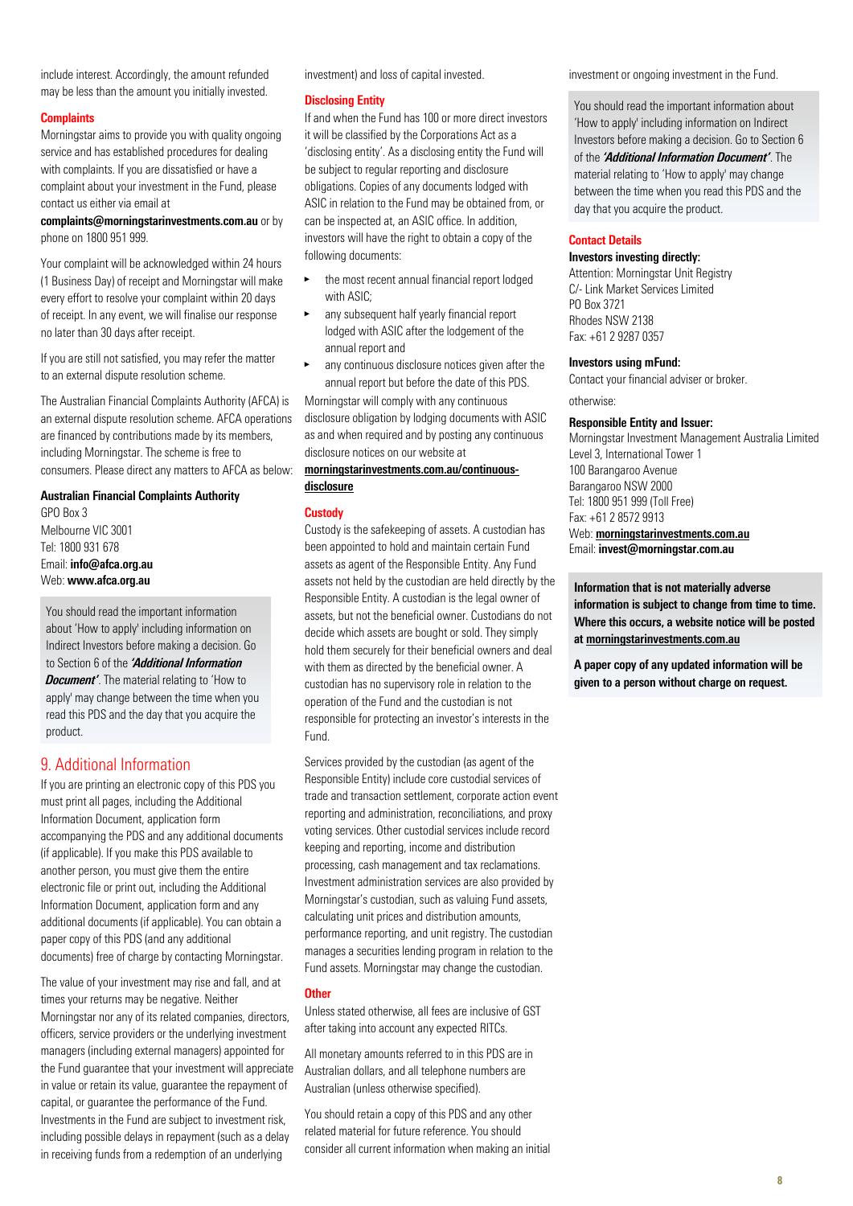include interest. Accordingly, the amount refunded may be less than the amount you initially invested.

### Complaints

Morningstar aims to provide you with quality ongoing service and has established procedures for dealing with complaints. If you are dissatisfied or have a complaint about your investment in the Fund, please contact us either via email at **complaints@morningstarinvestments.com.au** or by phone on 1800 951 999.

Your complaint will be acknowledged within 24 hours (1 Business Day) of receipt and Morningstar will make every effort to resolve your complaint within 20 days of receipt. In any event, we will finalise our response no later than 30 days after receipt.

If you are still not satisfied, you may refer the matter to an external dispute resolution scheme.

The Australian Financial Complaints Authority (AFCA) is an external dispute resolution scheme. AFCA operations are financed by contributions made by its members, including Morningstar. The scheme is free to consumers. Please direct any matters to AFCA as below:

**Australian Financial Complaints Authority**
GPO Box 3
Melbourne VIC 3001
Tel: 1800 931 678
Email: **info@afca.org.au**
Web: **www.afca.org.au**

You should read the important information about 'How to apply' including information on Indirect Investors before making a decision. Go to Section 6 of the ***'Additional Information Document'***. The material relating to 'How to apply' may change between the time when you read this PDS and the day that you acquire the product.

## 9. Additional Information

If you are printing an electronic copy of this PDS you must print all pages, including the Additional Information Document, application form accompanying the PDS and any additional documents (if applicable). If you make this PDS available to another person, you must give them the entire electronic file or print out, including the Additional Information Document, application form and any additional documents (if applicable). You can obtain a paper copy of this PDS (and any additional documents) free of charge by contacting Morningstar.

The value of your investment may rise and fall, and at times your returns may be negative. Neither Morningstar nor any of its related companies, directors, officers, service providers or the underlying investment managers (including external managers) appointed for the Fund guarantee that your investment will appreciate in value or retain its value, guarantee the repayment of capital, or guarantee the performance of the Fund. Investments in the Fund are subject to investment risk, including possible delays in repayment (such as a delay in receiving funds from a redemption of an underlying investment) and loss of capital invested.

### Disclosing Entity

If and when the Fund has 100 or more direct investors it will be classified by the Corporations Act as a 'disclosing entity'. As a disclosing entity the Fund will be subject to regular reporting and disclosure obligations. Copies of any documents lodged with ASIC in relation to the Fund may be obtained from, or can be inspected at, an ASIC office. In addition, investors will have the right to obtain a copy of the following documents:

- the most recent annual financial report lodged with ASIC;
- any subsequent half yearly financial report lodged with ASIC after the lodgement of the annual report and
- any continuous disclosure notices given after the annual report but before the date of this PDS.

Morningstar will comply with any continuous disclosure obligation by lodging documents with ASIC as and when required and by posting any continuous disclosure notices on our website at **morningstarinvestments.com.au/continuous-disclosure**

### Custody

Custody is the safekeeping of assets. A custodian has been appointed to hold and maintain certain Fund assets as agent of the Responsible Entity. Any Fund assets not held by the custodian are held directly by the Responsible Entity. A custodian is the legal owner of assets, but not the beneficial owner. Custodians do not decide which assets are bought or sold. They simply hold them securely for their beneficial owners and deal with them as directed by the beneficial owner. A custodian has no supervisory role in relation to the operation of the Fund and the custodian is not responsible for protecting an investor's interests in the Fund.

Services provided by the custodian (as agent of the Responsible Entity) include core custodial services of trade and transaction settlement, corporate action event reporting and administration, reconciliations, and proxy voting services. Other custodial services include record keeping and reporting, income and distribution processing, cash management and tax reclamations. Investment administration services are also provided by Morningstar's custodian, such as valuing Fund assets, calculating unit prices and distribution amounts, performance reporting, and unit registry. The custodian manages a securities lending program in relation to the Fund assets. Morningstar may change the custodian.

### Other

Unless stated otherwise, all fees are inclusive of GST after taking into account any expected RITCs.

All monetary amounts referred to in this PDS are in Australian dollars, and all telephone numbers are Australian (unless otherwise specified).

You should retain a copy of this PDS and any other related material for future reference. You should consider all current information when making an initial investment or ongoing investment in the Fund.

You should read the important information about 'How to apply' including information on Indirect Investors before making a decision. Go to Section 6 of the ***'Additional Information Document'***. The material relating to 'How to apply' may change between the time when you read this PDS and the day that you acquire the product.

### Contact Details

**Investors investing directly:**
Attention: Morningstar Unit Registry
C/- Link Market Services Limited
PO Box 3721
Rhodes NSW 2138
Fax: +61 2 9287 0357

**Investors using mFund:**
Contact your financial adviser or broker.

otherwise:

**Responsible Entity and Issuer:**
Morningstar Investment Management Australia Limited
Level 3, International Tower 1
100 Barangaroo Avenue
Barangaroo NSW 2000
Tel: 1800 951 999 (Toll Free)
Fax: +61 2 8572 9913
Web: **morningstarinvestments.com.au**
Email: **invest@morningstar.com.au**

**Information that is not materially adverse information is subject to change from time to time. Where this occurs, a website notice will be posted at morningstarinvestments.com.au**

**A paper copy of any updated information will be given to a person without charge on request.**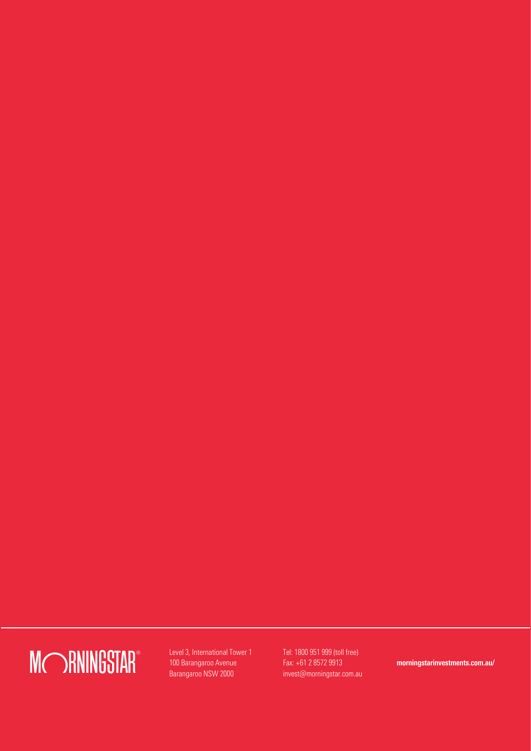MORNINGSTAR®

Level 3, International Tower 1
100 Barangaroo Avenue
Barangaroo NSW 2000

Tel: 1800 951 999 (toll free)
Fax: +61 2 8572 9913
invest@morningstar.com.au

**morningstarinvestments.com.au/**